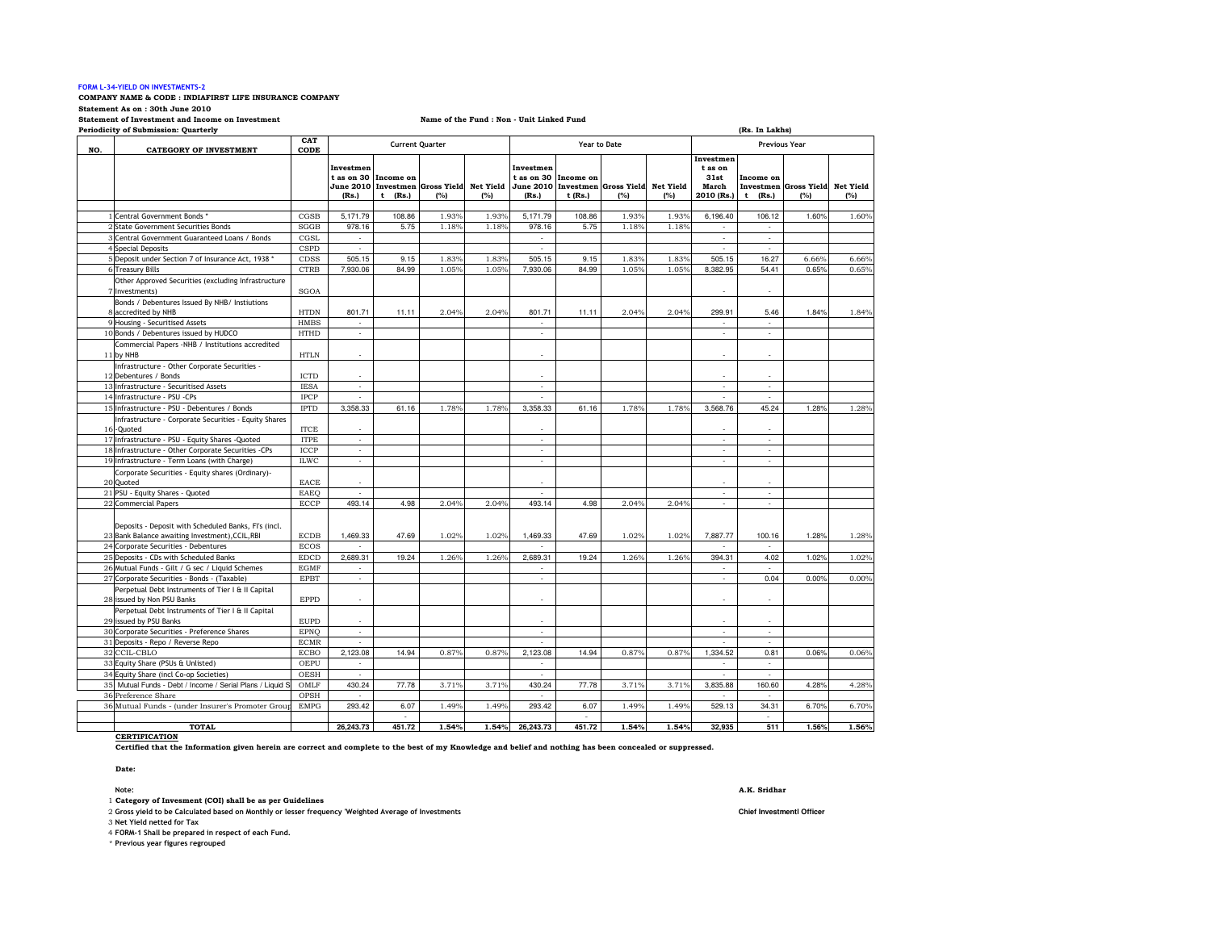**FORM L-34-YIELD ON INVESTMENTS-2**

**COMPANY NAME & CODE : INDIAFIRST LIFE INSURANCE COMPANY**

**Statement As on : 30th June 2010**

**Statement of Investment and Income on Investment** **Name of the Fund : Non - Unit Linked Fund**

**Periodicity of Submission: Quarterly** **(Rs. In Lakhs)**

| NO. | CATEGORY OF INVESTMENT | CAT CODE | Current Quarter | | | | Year to Date | | | | Previous Year | | | |
|---|---|---|---|---|---|---|---|---|---|---|---|---|---|---|
| | | | Investment as on 30 June 2010 (Rs.) | Income on Investment (Rs.) | Gross Yield (%) | Net Yield (%) | Investment as on 30 June 2010 (Rs.) | Income on Investment (Rs.) | Gross Yield (%) | Net Yield (%) | Investment as on 31st March 2010 (Rs.) | Income on Investment (Rs.) | Gross Yield (%) | Net Yield (%) |
| 1 | Central Government Bonds * | CGSB | 5,171.79 | 108.86 | 1.93% | 1.93% | 5,171.79 | 108.86 | 1.93% | 1.93% | 6,196.40 | 106.12 | 1.60% | 1.60% |
| 2 | State Government Securities Bonds | SGGB | 978.16 | 5.75 | 1.18% | 1.18% | 978.16 | 5.75 | 1.18% | 1.18% | - | - | | |
| 3 | Central Government Guaranteed Loans / Bonds | CGSL | - | | | | - | | | | - | - | | |
| 4 | Special Deposits | CSPD | - | | | | - | | | | - | - | | |
| 5 | Deposit under Section 7 of Insurance Act, 1938 * | CDSS | 505.15 | 9.15 | 1.83% | 1.83% | 505.15 | 9.15 | 1.83% | 1.83% | 505.15 | 16.27 | 6.66% | 6.66% |
| 6 | Treasury Bills | CTRB | 7,930.06 | 84.99 | 1.05% | 1.05% | 7,930.06 | 84.99 | 1.05% | 1.05% | 8,382.95 | 54.41 | 0.65% | 0.65% |
| 7 | Other Approved Securities (excluding Infrastructure Investments) | SGOA | | | | | | | | | - | - | | |
| 8 | Bonds / Debentures Issued By NHB/ Instiutions accredited by NHB | HTDN | 801.71 | 11.11 | 2.04% | 2.04% | 801.71 | 11.11 | 2.04% | 2.04% | 299.91 | 5.46 | 1.84% | 1.84% |
| 9 | Housing - Securitised Assets | HMBS | - | | | | - | | | | - | - | | |
| 10 | Bonds / Debentures issued by HUDCO | HTHD | - | | | | - | | | | - | - | | |
| 11 | Commercial Papers -NHB / Institutions accredited by NHB | HTLN | - | | | | - | | | | - | - | | |
| 12 | Infrastructure - Other Corporate Securities - Debentures / Bonds | ICTD | - | | | | - | | | | - | - | | |
| 13 | Infrastructure - Securitised Assets | IESA | - | | | | - | | | | - | - | | |
| 14 | Infrastructure - PSU -CPs | IPCP | - | | | | - | | | | - | - | | |
| 15 | Infrastructure - PSU - Debentures / Bonds | IPTD | 3,358.33 | 61.16 | 1.78% | 1.78% | 3,358.33 | 61.16 | 1.78% | 1.78% | 3,568.76 | 45.24 | 1.28% | 1.28% |
| 16 | Infrastructure - Corporate Securities - Equity Shares -Quoted | ITCE | - | | | | - | | | | - | - | | |
| 17 | Infrastructure - PSU - Equity Shares -Quoted | ITPE | - | | | | - | | | | - | - | | |
| 18 | Infrastructure - Other Corporate Securities -CPs | ICCP | - | | | | - | | | | - | - | | |
| 19 | Infrastructure - Term Loans (with Charge) | ILWC | - | | | | - | | | | - | - | | |
| 20 | Corporate Securities - Equity shares (Ordinary)-Quoted | EACE | - | | | | - | | | | - | - | | |
| 21 | PSU - Equity Shares - Quoted | EAEQ | - | | | | - | | | | - | - | | |
| 22 | Commercial Papers | ECCP | 493.14 | 4.98 | 2.04% | 2.04% | 493.14 | 4.98 | 2.04% | 2.04% | - | - | | |
| 23 | Deposits - Deposit with Scheduled Banks, FI's (incl. Bank Balance awaiting Investment),CCIL,RBI | ECDB | 1,469.33 | 47.69 | 1.02% | 1.02% | 1,469.33 | 47.69 | 1.02% | 1.02% | 7,887.77 | 100.16 | 1.28% | 1.28% |
| 24 | Corporate Securities - Debentures | ECOS | - | | | | - | | | | - | - | | |
| 25 | Deposits - CDs with Scheduled Banks | EDCD | 2,689.31 | 19.24 | 1.26% | 1.26% | 2,689.31 | 19.24 | 1.26% | 1.26% | 394.31 | 4.02 | 1.02% | 1.02% |
| 26 | Mutual Funds - Gilt / G sec / Liquid Schemes | EGMF | - | | | | - | | | | - | - | | |
| 27 | Corporate Securities - Bonds - (Taxable) | EPBT | - | | | | - | | | | - | 0.04 | 0.00% | 0.00% |
| 28 | Perpetual Debt Instruments of Tier I & II Capital issued by Non PSU Banks | EPPD | - | | | | - | | | | - | - | | |
| 29 | Perpetual Debt Instruments of Tier I & II Capital issued by PSU Banks | EUPD | - | | | | - | | | | - | - | | |
| 30 | Corporate Securities - Preference Shares | EPNQ | - | | | | - | | | | - | - | | |
| 31 | Deposits - Repo / Reverse Repo | ECMR | - | | | | - | | | | - | - | | |
| 32 | CCIL-CBLO | ECBO | 2,123.08 | 14.94 | 0.87% | 0.87% | 2,123.08 | 14.94 | 0.87% | 0.87% | 1,334.52 | 0.81 | 0.06% | 0.06% |
| 33 | Equity Share (PSUs & Unlisted) | OEPU | - | | | | - | | | | - | - | | |
| 34 | Equity Share (incl Co-op Societies) | OESH | - | | | | - | | | | - | - | | |
| 35 | Mutual Funds - Debt / Income / Serial Plans / Liquid S | OMLF | 430.24 | 77.78 | 3.71% | 3.71% | 430.24 | 77.78 | 3.71% | 3.71% | 3,835.88 | 160.60 | 4.28% | 4.28% |
| 36 | Preference Share | OPSH | - | | | | - | | | | - | - | | |
| 36 | Mutual Funds - (under Insurer's Promoter Group | EMPG | 293.42 | 6.07 | 1.49% | 1.49% | 293.42 | 6.07 | 1.49% | 1.49% | 529.13 | 34.31 | 6.70% | 6.70% |
| | | | | - | | | | - | | | | - | | |
| | **TOTAL** | | **26,243.73** | **451.72** | **1.54%** | **1.54%** | **26,243.73** | **451.72** | **1.54%** | **1.54%** | **32,935** | **511** | **1.56%** | **1.56%** |

**CERTIFICATION**

**Certified that the Information given herein are correct and complete to the best of my Knowledge and belief and nothing has been concealed or suppressed.**

**Date:**

**Note:**

1 **Category of Invesment (COI) shall be as per Guidelines**

2 **Gross yield to be Calculated based on Monthly or lesser frequency 'Weighted Average of Investments**

3 **Net Yield netted for Tax**

4 **FORM-1 Shall be prepared in respect of each Fund.**

\* **Previous year figures regrouped**

**A.K. Sridhar**

**Chief Investmentl Officer**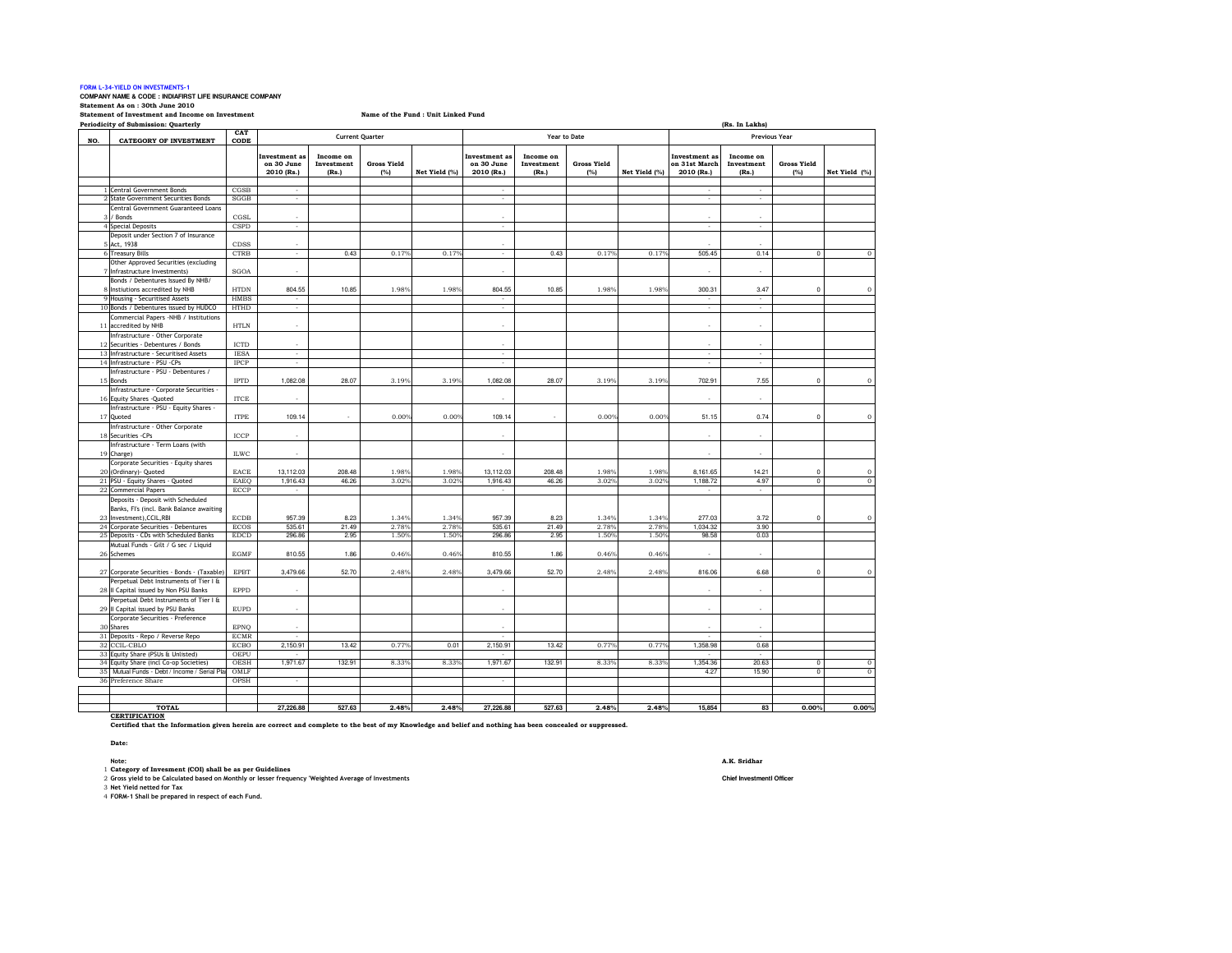**FORM L-34-YIELD ON INVESTMENTS-1**

**COMPANY NAME & CODE : INDIAFIRST LIFE INSURANCE COMPANY**

**Statement As on : 30th June 2010**

**Statement of Investment and Income on Investment** — **Name of the Fund : Unit Linked Fund**

**Periodicity of Submission: Quarterly** — **(Rs. In Lakhs)**

| NO. | CATEGORY OF INVESTMENT | CAT CODE | Current Quarter | | | | Year to Date | | | | Previous Year | | | |
|---|---|---|---|---|---|---|---|---|---|---|---|---|---|---|
| | | | Investment as on 30 June 2010 (Rs.) | Income on Investment (Rs.) | Gross Yield (%) | Net Yield (%) | Investment as on 30 June 2010 (Rs.) | Income on Investment (Rs.) | Gross Yield (%) | Net Yield (%) | Investment as on 31st March 2010 (Rs.) | Income on Investment (Rs.) | Gross Yield (%) | Net Yield (%) |
| 1 | Central Government Bonds | CGSB | - | | | | - | | | | - | - | | |
| 2 | State Government Securities Bonds | SGGB | - | | | | - | | | | - | - | | |
| 3 | Central Government Guaranteed Loans / Bonds | CGSL | - | | | | - | | | | - | - | | |
| 4 | Special Deposits | CSPD | - | | | | - | | | | - | - | | |
| 5 | Deposit under Section 7 of Insurance Act, 1938 | CDSS | - | | | | - | | | | - | - | | |
| 6 | Treasury Bills | CTRB | - | 0.43 | 0.17% | 0.17% | - | 0.43 | 0.17% | 0.17% | 505.45 | 0.14 | 0 | 0 |
| 7 | Other Approved Securities (excluding Infrastructure Investments) | SGOA | - | | | | - | | | | - | - | | |
| 8 | Bonds / Debentures Issued By NHB/ Instiutions accredited by NHB | HTDN | 804.55 | 10.85 | 1.98% | 1.98% | 804.55 | 10.85 | 1.98% | 1.98% | 300.31 | 3.47 | 0 | 0 |
| 9 | Housing - Securitised Assets | HMBS | - | | | | - | | | | - | - | | |
| 10 | Bonds / Debentures issued by HUDCO | HTHD | - | | | | - | | | | - | - | | |
| 11 | Commercial Papers -NHB / Institutions accredited by NHB | HTLN | - | | | | - | | | | - | - | | |
| 12 | Infrastructure - Other Corporate Securities - Debentures / Bonds | ICTD | - | | | | - | | | | - | - | | |
| 13 | Infrastructure - Securitised Assets | IESA | - | | | | - | | | | - | - | | |
| 14 | Infrastructure - PSU -CPs | IPCP | - | | | | - | | | | - | - | | |
| 15 | Infrastructure - PSU - Debentures / Bonds | IPTD | 1,082.08 | 28.07 | 3.19% | 3.19% | 1,082.08 | 28.07 | 3.19% | 3.19% | 702.91 | 7.55 | 0 | 0 |
| 16 | Infrastructure - Corporate Securities - Equity Shares -Quoted | ITCE | - | | | | - | | | | - | - | | |
| 17 | Infrastructure - PSU - Equity Shares - Quoted | ITPE | 109.14 | - | 0.00% | 0.00% | 109.14 | - | 0.00% | 0.00% | 51.15 | 0.74 | 0 | 0 |
| 18 | Infrastructure - Other Corporate Securities -CPs | ICCP | - | | | | - | | | | - | - | | |
| 19 | Infrastructure - Term Loans (with Charge) | ILWC | - | | | | - | | | | - | - | | |
| 20 | Corporate Securities - Equity shares (Ordinary)- Quoted | EACE | 13,112.03 | 208.48 | 1.98% | 1.98% | 13,112.03 | 208.48 | 1.98% | 1.98% | 8,161.65 | 14.21 | 0 | 0 |
| 21 | PSU - Equity Shares - Quoted | EAEQ | 1,916.43 | 46.26 | 3.02% | 3.02% | 1,916.43 | 46.26 | 3.02% | 3.02% | 1,188.72 | 4.97 | 0 | 0 |
| 22 | Commercial Papers | ECCP | - | | | | - | | | | - | - | | |
| 23 | Deposits - Deposit with Scheduled Banks, FI's (incl. Bank Balance awaiting Investment),CCIL,RBI | ECDB | 957.39 | 8.23 | 1.34% | 1.34% | 957.39 | 8.23 | 1.34% | 1.34% | 277.03 | 3.72 | 0 | 0 |
| 24 | Corporate Securities - Debentures | ECOS | 535.61 | 21.49 | 2.78% | 2.78% | 535.61 | 21.49 | 2.78% | 2.78% | 1,034.32 | 3.90 | | |
| 25 | Deposits - CDs with Scheduled Banks | EDCD | 296.86 | 2.95 | 1.50% | 1.50% | 296.86 | 2.95 | 1.50% | 1.50% | 98.58 | 0.03 | | |
| 26 | Mutual Funds - Gilt / G sec / Liquid Schemes | EGMF | 810.55 | 1.86 | 0.46% | 0.46% | 810.55 | 1.86 | 0.46% | 0.46% | - | - | | |
| 27 | Corporate Securities - Bonds - (Taxable) | EPBT | 3,479.66 | 52.70 | 2.48% | 2.48% | 3,479.66 | 52.70 | 2.48% | 2.48% | 816.06 | 6.68 | 0 | 0 |
| 28 | Perpetual Debt Instruments of Tier I & II Capital issued by Non PSU Banks | EPPD | - | | | | - | | | | - | - | | |
| 29 | Perpetual Debt Instruments of Tier I & II Capital issued by PSU Banks | EUPD | - | | | | - | | | | - | - | | |
| 30 | Corporate Securities - Preference Shares | EPNQ | - | | | | - | | | | - | - | | |
| 31 | Deposits - Repo / Reverse Repo | ECMR | - | | | | - | | | | - | - | | |
| 32 | CCIL-CBLO | ECBO | 2,150.91 | 13.42 | 0.77% | 0.01 | 2,150.91 | 13.42 | 0.77% | 0.77% | 1,358.98 | 0.68 | | |
| 33 | Equity Share (PSUs & Unlisted) | OEPU | - | | | | - | | | | - | - | | |
| 34 | Equity Share (incl Co-op Societies) | OESH | 1,971.67 | 132.91 | 8.33% | 8.33% | 1,971.67 | 132.91 | 8.33% | 8.33% | 1,354.36 | 20.63 | 0 | 0 |
| 35 | Mutual Funds - Debt / Income / Serial Pla | OMLF | | | | | | | | | 4.27 | 15.90 | 0 | 0 |
| 36 | Preference Share | OPSH | - | | | | - | | | | | | | |
| | **TOTAL** | | **27,226.88** | **527.63** | **2.48%** | **2.48%** | **27,226.88** | **527.63** | **2.48%** | **2.48%** | **15,854** | **83** | **0.00%** | **0.00%** |

**CERTIFICATION**

**Certified that the Information given herein are correct and complete to the best of my Knowledge and belief and nothing has been concealed or suppressed.**

**Date:**

**A.K. Sridhar**

**Chief Investmentl Officer**

Note:

1 **Category of Invesment (COI) shall be as per Guidelines**

2 **Gross yield to be Calculated based on Monthly or lesser frequency 'Weighted Average of Investments**

3 **Net Yield netted for Tax**

4 **FORM-1 Shall be prepared in respect of each Fund.**